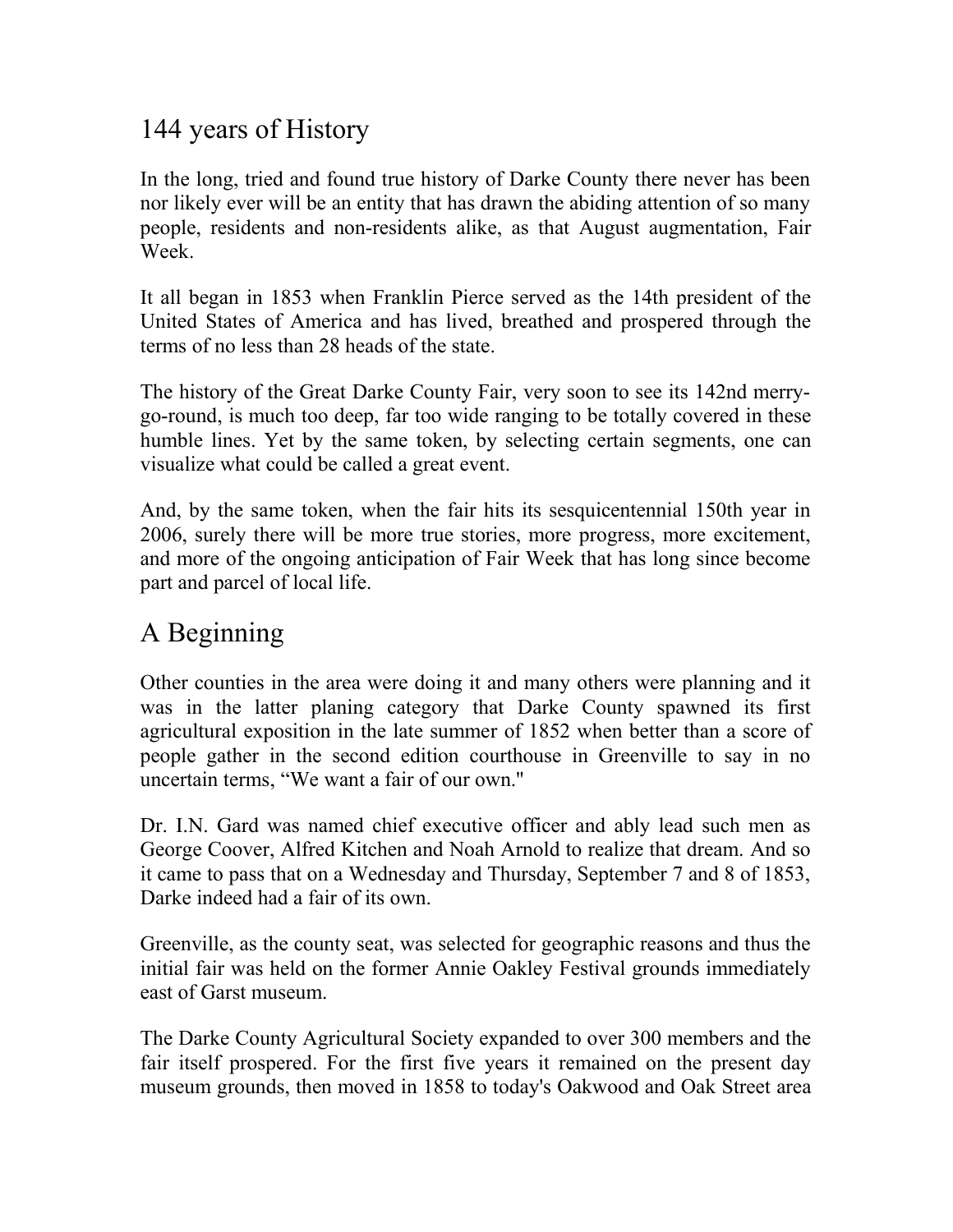## 144 years of History

In the long, tried and found true history of Darke County there never has been nor likely ever will be an entity that has drawn the abiding attention of so many people, residents and non-residents alike, as that August augmentation, Fair Week.

It all began in 1853 when Franklin Pierce served as the 14th president of the United States of America and has lived, breathed and prospered through the terms of no less than 28 heads of the state.

The history of the Great Darke County Fair, very soon to see its 142nd merry-go-round, is much too deep, far too wide ranging to be totally covered in these humble lines. Yet by the same token, by selecting certain segments, one can visualize what could be called a great event.

And, by the same token, when the fair hits its sesquicentennial 150th year in 2006, surely there will be more true stories, more progress, more excitement, and more of the ongoing anticipation of Fair Week that has long since become part and parcel of local life.

## A Beginning

Other counties in the area were doing it and many others were planning and it was in the latter planing category that Darke County spawned its first agricultural exposition in the late summer of 1852 when better than a score of people gather in the second edition courthouse in Greenville to say in no uncertain terms, “We want a fair of our own."

Dr. I.N. Gard was named chief executive officer and ably lead such men as George Coover, Alfred Kitchen and Noah Arnold to realize that dream. And so it came to pass that on a Wednesday and Thursday, September 7 and 8 of 1853, Darke indeed had a fair of its own.

Greenville, as the county seat, was selected for geographic reasons and thus the initial fair was held on the former Annie Oakley Festival grounds immediately east of Garst museum.

The Darke County Agricultural Society expanded to over 300 members and the fair itself prospered. For the first five years it remained on the present day museum grounds, then moved in 1858 to today's Oakwood and Oak Street area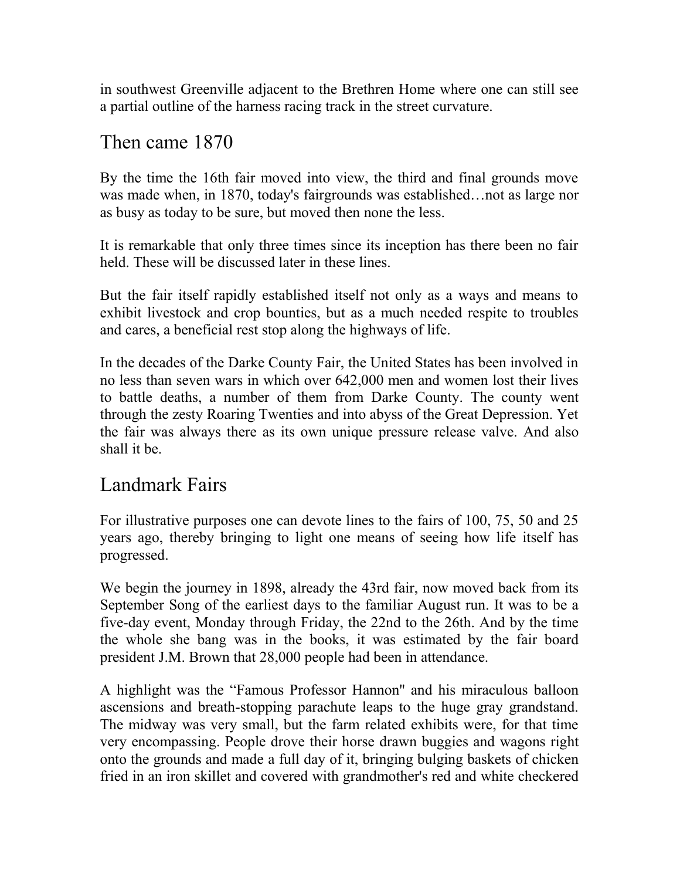in southwest Greenville adjacent to the Brethren Home where one can still see a partial outline of the harness racing track in the street curvature.

## Then came 1870

By the time the 16th fair moved into view, the third and final grounds move was made when, in 1870, today's fairgrounds was established…not as large nor as busy as today to be sure, but moved then none the less.

It is remarkable that only three times since its inception has there been no fair held. These will be discussed later in these lines.

But the fair itself rapidly established itself not only as a ways and means to exhibit livestock and crop bounties, but as a much needed respite to troubles and cares, a beneficial rest stop along the highways of life.

In the decades of the Darke County Fair, the United States has been involved in no less than seven wars in which over 642,000 men and women lost their lives to battle deaths, a number of them from Darke County. The county went through the zesty Roaring Twenties and into abyss of the Great Depression. Yet the fair was always there as its own unique pressure release valve. And also shall it be.

## Landmark Fairs

For illustrative purposes one can devote lines to the fairs of 100, 75, 50 and 25 years ago, thereby bringing to light one means of seeing how life itself has progressed.

We begin the journey in 1898, already the 43rd fair, now moved back from its September Song of the earliest days to the familiar August run. It was to be a five-day event, Monday through Friday, the 22nd to the 26th. And by the time the whole she bang was in the books, it was estimated by the fair board president J.M. Brown that 28,000 people had been in attendance.

A highlight was the "Famous Professor Hannon" and his miraculous balloon ascensions and breath-stopping parachute leaps to the huge gray grandstand. The midway was very small, but the farm related exhibits were, for that time very encompassing. People drove their horse drawn buggies and wagons right onto the grounds and made a full day of it, bringing bulging baskets of chicken fried in an iron skillet and covered with grandmother's red and white checkered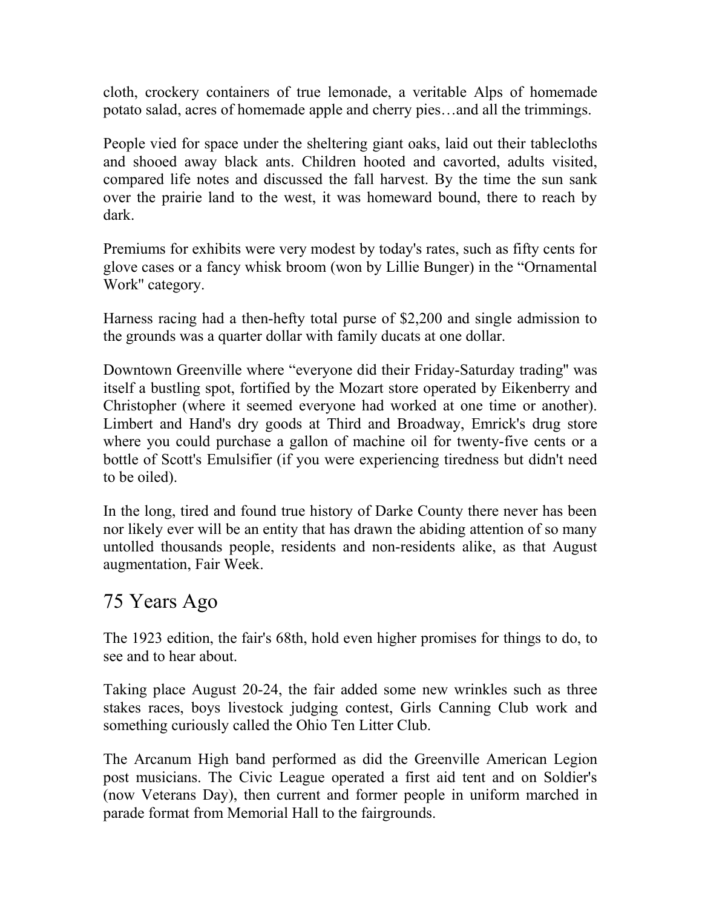cloth, crockery containers of true lemonade, a veritable Alps of homemade potato salad, acres of homemade apple and cherry pies…and all the trimmings.

People vied for space under the sheltering giant oaks, laid out their tablecloths and shooed away black ants. Children hooted and cavorted, adults visited, compared life notes and discussed the fall harvest. By the time the sun sank over the prairie land to the west, it was homeward bound, there to reach by dark.

Premiums for exhibits were very modest by today's rates, such as fifty cents for glove cases or a fancy whisk broom (won by Lillie Bunger) in the "Ornamental Work" category.

Harness racing had a then-hefty total purse of $2,200 and single admission to the grounds was a quarter dollar with family ducats at one dollar.

Downtown Greenville where "everyone did their Friday-Saturday trading" was itself a bustling spot, fortified by the Mozart store operated by Eikenberry and Christopher (where it seemed everyone had worked at one time or another). Limbert and Hand's dry goods at Third and Broadway, Emrick's drug store where you could purchase a gallon of machine oil for twenty-five cents or a bottle of Scott's Emulsifier (if you were experiencing tiredness but didn't need to be oiled).

In the long, tired and found true history of Darke County there never has been nor likely ever will be an entity that has drawn the abiding attention of so many untolled thousands people, residents and non-residents alike, as that August augmentation, Fair Week.

## 75 Years Ago

The 1923 edition, the fair's 68th, hold even higher promises for things to do, to see and to hear about.

Taking place August 20-24, the fair added some new wrinkles such as three stakes races, boys livestock judging contest, Girls Canning Club work and something curiously called the Ohio Ten Litter Club.

The Arcanum High band performed as did the Greenville American Legion post musicians. The Civic League operated a first aid tent and on Soldier's (now Veterans Day), then current and former people in uniform marched in parade format from Memorial Hall to the fairgrounds.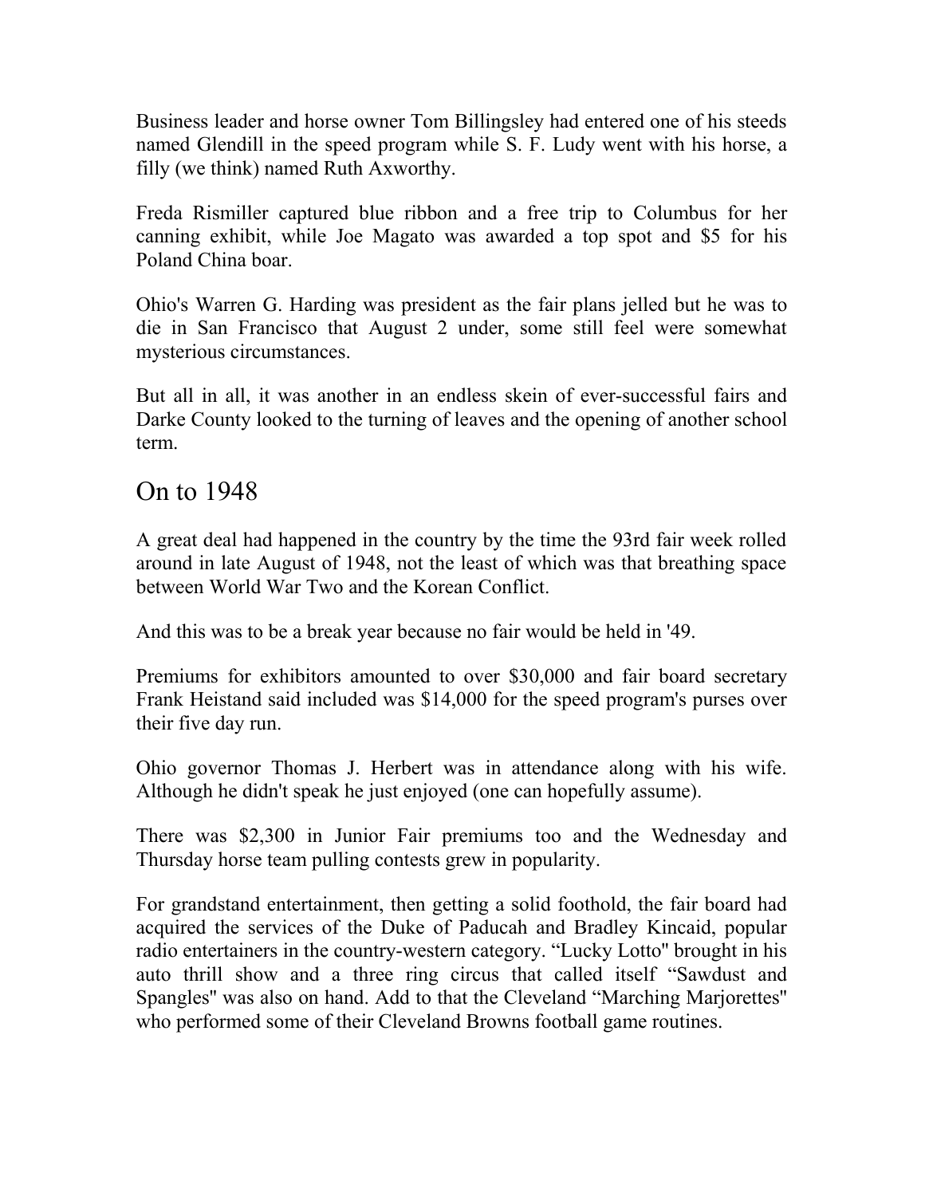Business leader and horse owner Tom Billingsley had entered one of his steeds named Glendill in the speed program while S. F. Ludy went with his horse, a filly (we think) named Ruth Axworthy.

Freda Rismiller captured blue ribbon and a free trip to Columbus for her canning exhibit, while Joe Magato was awarded a top spot and $5 for his Poland China boar.

Ohio's Warren G. Harding was president as the fair plans jelled but he was to die in San Francisco that August 2 under, some still feel were somewhat mysterious circumstances.

But all in all, it was another in an endless skein of ever-successful fairs and Darke County looked to the turning of leaves and the opening of another school term.

## On to 1948

A great deal had happened in the country by the time the 93rd fair week rolled around in late August of 1948, not the least of which was that breathing space between World War Two and the Korean Conflict.

And this was to be a break year because no fair would be held in '49.

Premiums for exhibitors amounted to over $30,000 and fair board secretary Frank Heistand said included was $14,000 for the speed program's purses over their five day run.

Ohio governor Thomas J. Herbert was in attendance along with his wife. Although he didn't speak he just enjoyed (one can hopefully assume).

There was $2,300 in Junior Fair premiums too and the Wednesday and Thursday horse team pulling contests grew in popularity.

For grandstand entertainment, then getting a solid foothold, the fair board had acquired the services of the Duke of Paducah and Bradley Kincaid, popular radio entertainers in the country-western category. “Lucky Lotto" brought in his auto thrill show and a three ring circus that called itself “Sawdust and Spangles" was also on hand. Add to that the Cleveland “Marching Marjorettes" who performed some of their Cleveland Browns football game routines.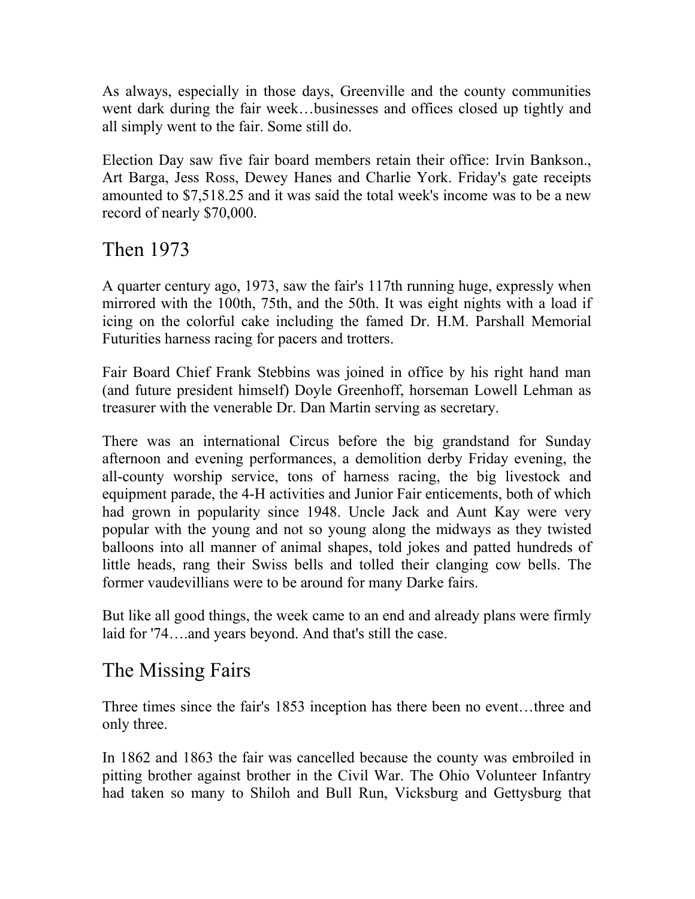As always, especially in those days, Greenville and the county communities went dark during the fair week…businesses and offices closed up tightly and all simply went to the fair. Some still do.

Election Day saw five fair board members retain their office: Irvin Bankson., Art Barga, Jess Ross, Dewey Hanes and Charlie York. Friday's gate receipts amounted to $7,518.25 and it was said the total week's income was to be a new record of nearly $70,000.

## Then 1973

A quarter century ago, 1973, saw the fair's 117th running huge, expressly when mirrored with the 100th, 75th, and the 50th. It was eight nights with a load if icing on the colorful cake including the famed Dr. H.M. Parshall Memorial Futurities harness racing for pacers and trotters.

Fair Board Chief Frank Stebbins was joined in office by his right hand man (and future president himself) Doyle Greenhoff, horseman Lowell Lehman as treasurer with the venerable Dr. Dan Martin serving as secretary.

There was an international Circus before the big grandstand for Sunday afternoon and evening performances, a demolition derby Friday evening, the all-county worship service, tons of harness racing, the big livestock and equipment parade, the 4-H activities and Junior Fair enticements, both of which had grown in popularity since 1948. Uncle Jack and Aunt Kay were very popular with the young and not so young along the midways as they twisted balloons into all manner of animal shapes, told jokes and patted hundreds of little heads, rang their Swiss bells and tolled their clanging cow bells. The former vaudevillians were to be around for many Darke fairs.

But like all good things, the week came to an end and already plans were firmly laid for '74….and years beyond. And that's still the case.

## The Missing Fairs

Three times since the fair's 1853 inception has there been no event…three and only three.

In 1862 and 1863 the fair was cancelled because the county was embroiled in pitting brother against brother in the Civil War. The Ohio Volunteer Infantry had taken so many to Shiloh and Bull Run, Vicksburg and Gettysburg that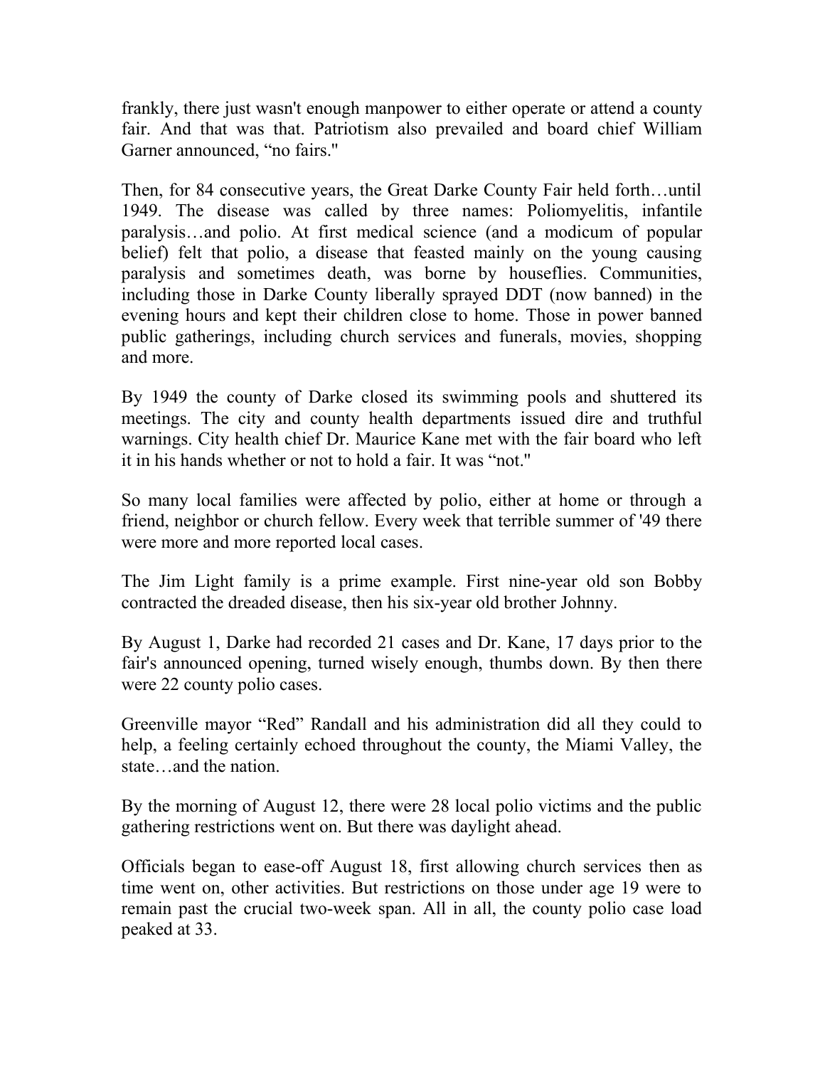frankly, there just wasn't enough manpower to either operate or attend a county fair. And that was that. Patriotism also prevailed and board chief William Garner announced, "no fairs."

Then, for 84 consecutive years, the Great Darke County Fair held forth…until 1949. The disease was called by three names: Poliomyelitis, infantile paralysis…and polio. At first medical science (and a modicum of popular belief) felt that polio, a disease that feasted mainly on the young causing paralysis and sometimes death, was borne by houseflies. Communities, including those in Darke County liberally sprayed DDT (now banned) in the evening hours and kept their children close to home. Those in power banned public gatherings, including church services and funerals, movies, shopping and more.

By 1949 the county of Darke closed its swimming pools and shuttered its meetings. The city and county health departments issued dire and truthful warnings. City health chief Dr. Maurice Kane met with the fair board who left it in his hands whether or not to hold a fair. It was "not."

So many local families were affected by polio, either at home or through a friend, neighbor or church fellow. Every week that terrible summer of '49 there were more and more reported local cases.

The Jim Light family is a prime example. First nine-year old son Bobby contracted the dreaded disease, then his six-year old brother Johnny.

By August 1, Darke had recorded 21 cases and Dr. Kane, 17 days prior to the fair's announced opening, turned wisely enough, thumbs down. By then there were 22 county polio cases.

Greenville mayor "Red" Randall and his administration did all they could to help, a feeling certainly echoed throughout the county, the Miami Valley, the state…and the nation.

By the morning of August 12, there were 28 local polio victims and the public gathering restrictions went on. But there was daylight ahead.

Officials began to ease-off August 18, first allowing church services then as time went on, other activities. But restrictions on those under age 19 were to remain past the crucial two-week span. All in all, the county polio case load peaked at 33.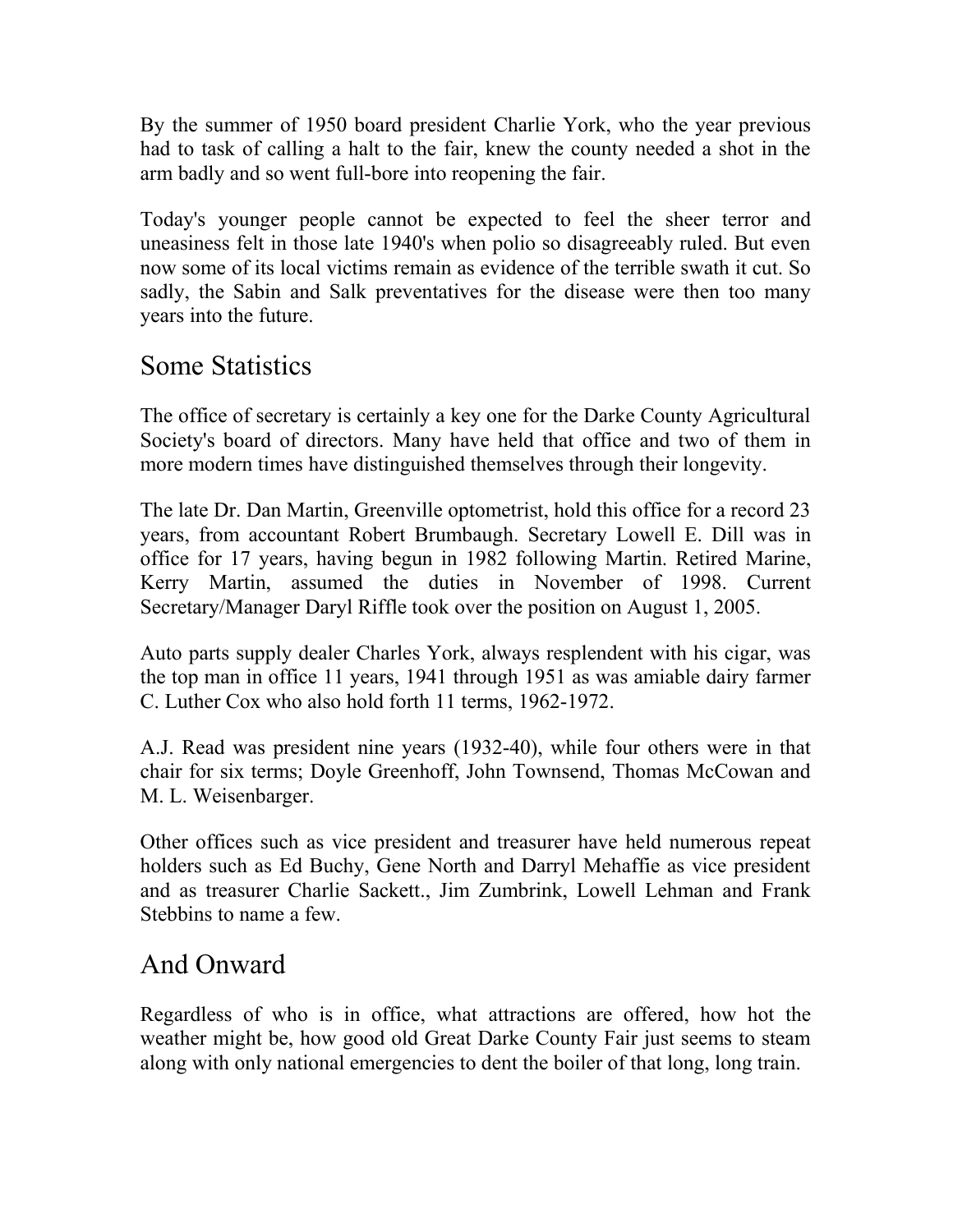By the summer of 1950 board president Charlie York, who the year previous had to task of calling a halt to the fair, knew the county needed a shot in the arm badly and so went full-bore into reopening the fair.

Today's younger people cannot be expected to feel the sheer terror and uneasiness felt in those late 1940's when polio so disagreeably ruled. But even now some of its local victims remain as evidence of the terrible swath it cut. So sadly, the Sabin and Salk preventatives for the disease were then too many years into the future.

## Some Statistics

The office of secretary is certainly a key one for the Darke County Agricultural Society's board of directors. Many have held that office and two of them in more modern times have distinguished themselves through their longevity.

The late Dr. Dan Martin, Greenville optometrist, hold this office for a record 23 years, from accountant Robert Brumbaugh. Secretary Lowell E. Dill was in office for 17 years, having begun in 1982 following Martin. Retired Marine, Kerry Martin, assumed the duties in November of 1998. Current Secretary/Manager Daryl Riffle took over the position on August 1, 2005.

Auto parts supply dealer Charles York, always resplendent with his cigar, was the top man in office 11 years, 1941 through 1951 as was amiable dairy farmer C. Luther Cox who also hold forth 11 terms, 1962-1972.

A.J. Read was president nine years (1932-40), while four others were in that chair for six terms; Doyle Greenhoff, John Townsend, Thomas McCowan and M. L. Weisenbarger.

Other offices such as vice president and treasurer have held numerous repeat holders such as Ed Buchy, Gene North and Darryl Mehaffie as vice president and as treasurer Charlie Sackett., Jim Zumbrink, Lowell Lehman and Frank Stebbins to name a few.

## And Onward

Regardless of who is in office, what attractions are offered, how hot the weather might be, how good old Great Darke County Fair just seems to steam along with only national emergencies to dent the boiler of that long, long train.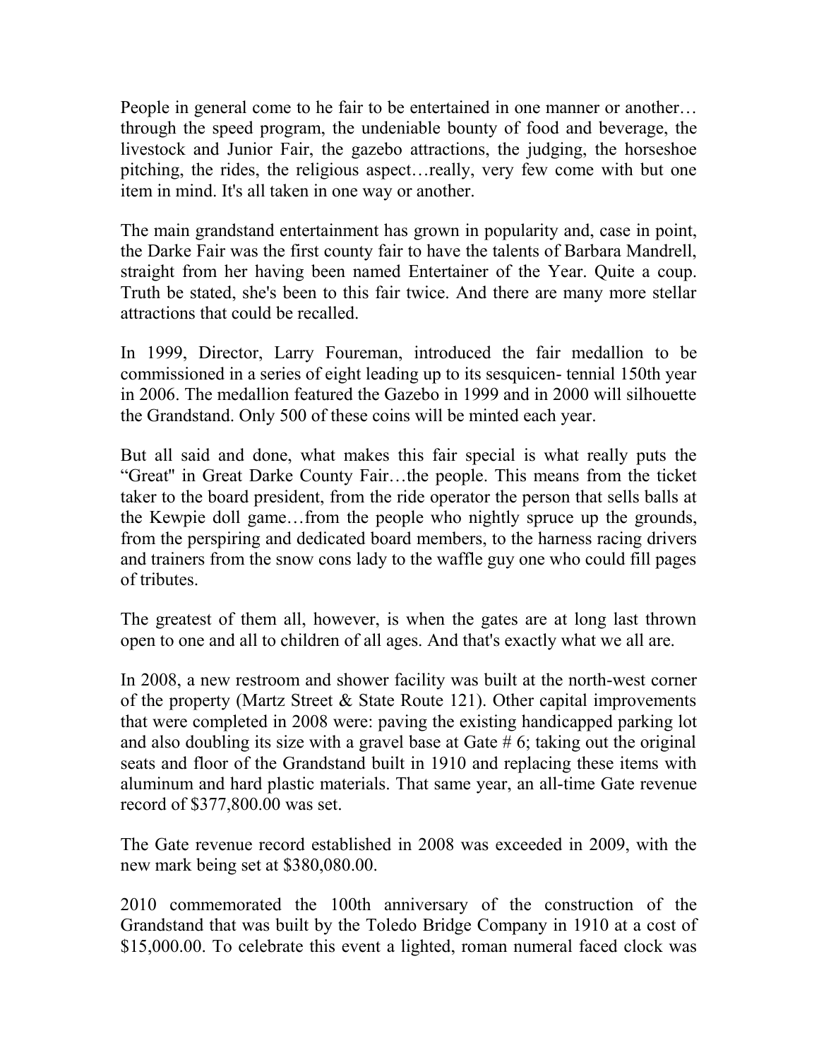People in general come to he fair to be entertained in one manner or another… through the speed program, the undeniable bounty of food and beverage, the livestock and Junior Fair, the gazebo attractions, the judging, the horseshoe pitching, the rides, the religious aspect…really, very few come with but one item in mind. It's all taken in one way or another.

The main grandstand entertainment has grown in popularity and, case in point, the Darke Fair was the first county fair to have the talents of Barbara Mandrell, straight from her having been named Entertainer of the Year. Quite a coup. Truth be stated, she's been to this fair twice. And there are many more stellar attractions that could be recalled.

In 1999, Director, Larry Foureman, introduced the fair medallion to be commissioned in a series of eight leading up to its sesquicen- tennial 150th year in 2006. The medallion featured the Gazebo in 1999 and in 2000 will silhouette the Grandstand. Only 500 of these coins will be minted each year.

But all said and done, what makes this fair special is what really puts the "Great" in Great Darke County Fair…the people. This means from the ticket taker to the board president, from the ride operator the person that sells balls at the Kewpie doll game…from the people who nightly spruce up the grounds, from the perspiring and dedicated board members, to the harness racing drivers and trainers from the snow cons lady to the waffle guy one who could fill pages of tributes.

The greatest of them all, however, is when the gates are at long last thrown open to one and all to children of all ages. And that's exactly what we all are.

In 2008, a new restroom and shower facility was built at the north-west corner of the property (Martz Street & State Route 121). Other capital improvements that were completed in 2008 were: paving the existing handicapped parking lot and also doubling its size with a gravel base at Gate # 6; taking out the original seats and floor of the Grandstand built in 1910 and replacing these items with aluminum and hard plastic materials. That same year, an all-time Gate revenue record of $377,800.00 was set.

The Gate revenue record established in 2008 was exceeded in 2009, with the new mark being set at $380,080.00.

2010 commemorated the 100th anniversary of the construction of the Grandstand that was built by the Toledo Bridge Company in 1910 at a cost of $15,000.00. To celebrate this event a lighted, roman numeral faced clock was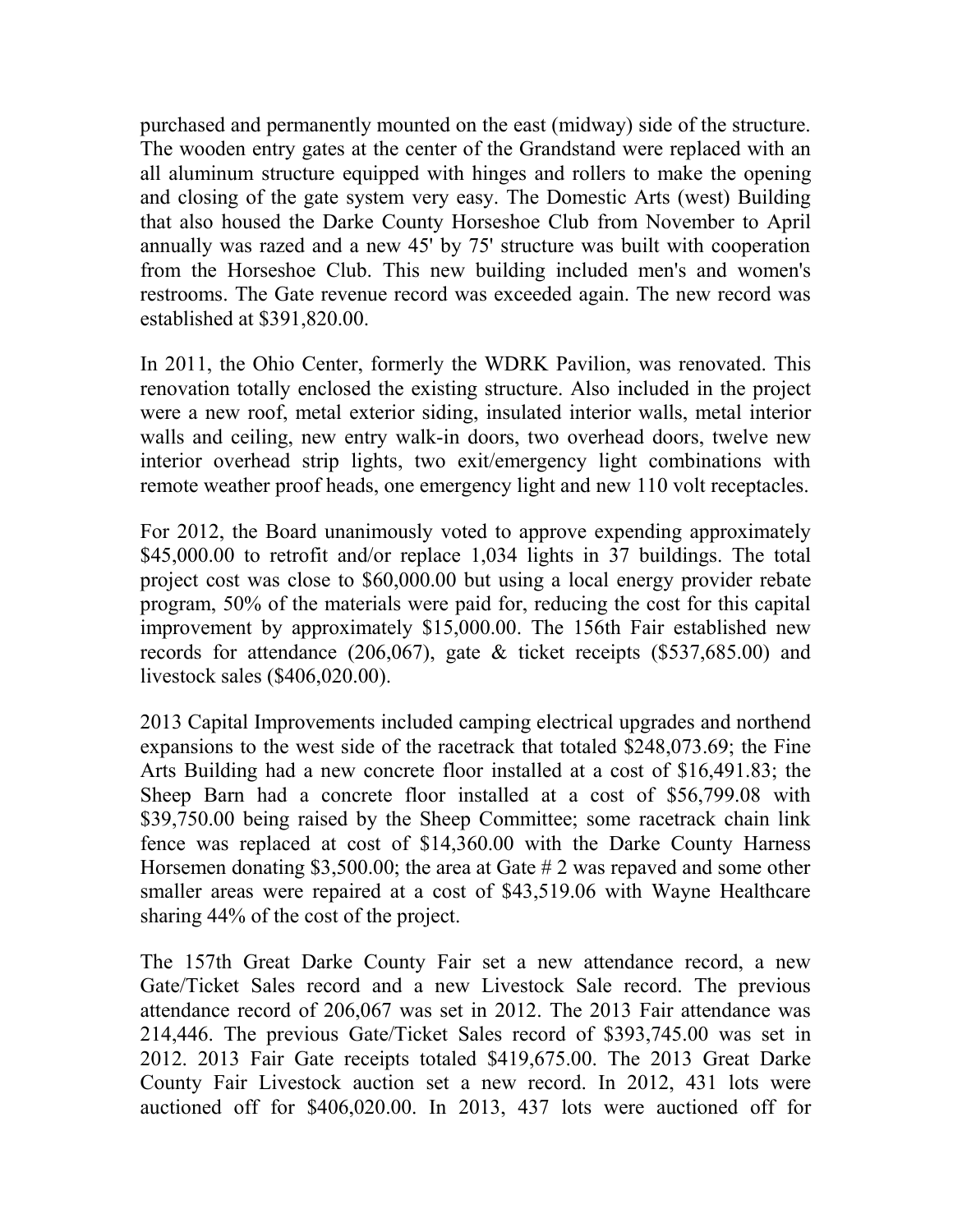purchased and permanently mounted on the east (midway) side of the structure. The wooden entry gates at the center of the Grandstand were replaced with an all aluminum structure equipped with hinges and rollers to make the opening and closing of the gate system very easy. The Domestic Arts (west) Building that also housed the Darke County Horseshoe Club from November to April annually was razed and a new 45' by 75' structure was built with cooperation from the Horseshoe Club. This new building included men's and women's restrooms. The Gate revenue record was exceeded again. The new record was established at $391,820.00.

In 2011, the Ohio Center, formerly the WDRK Pavilion, was renovated. This renovation totally enclosed the existing structure. Also included in the project were a new roof, metal exterior siding, insulated interior walls, metal interior walls and ceiling, new entry walk-in doors, two overhead doors, twelve new interior overhead strip lights, two exit/emergency light combinations with remote weather proof heads, one emergency light and new 110 volt receptacles.

For 2012, the Board unanimously voted to approve expending approximately $45,000.00 to retrofit and/or replace 1,034 lights in 37 buildings. The total project cost was close to $60,000.00 but using a local energy provider rebate program, 50% of the materials were paid for, reducing the cost for this capital improvement by approximately $15,000.00. The 156th Fair established new records for attendance (206,067), gate & ticket receipts ($537,685.00) and livestock sales ($406,020.00).

2013 Capital Improvements included camping electrical upgrades and northend expansions to the west side of the racetrack that totaled $248,073.69; the Fine Arts Building had a new concrete floor installed at a cost of $16,491.83; the Sheep Barn had a concrete floor installed at a cost of $56,799.08 with $39,750.00 being raised by the Sheep Committee; some racetrack chain link fence was replaced at cost of $14,360.00 with the Darke County Harness Horsemen donating $3,500.00; the area at Gate # 2 was repaved and some other smaller areas were repaired at a cost of $43,519.06 with Wayne Healthcare sharing 44% of the cost of the project.

The 157th Great Darke County Fair set a new attendance record, a new Gate/Ticket Sales record and a new Livestock Sale record. The previous attendance record of 206,067 was set in 2012. The 2013 Fair attendance was 214,446. The previous Gate/Ticket Sales record of $393,745.00 was set in 2012. 2013 Fair Gate receipts totaled $419,675.00. The 2013 Great Darke County Fair Livestock auction set a new record. In 2012, 431 lots were auctioned off for $406,020.00. In 2013, 437 lots were auctioned off for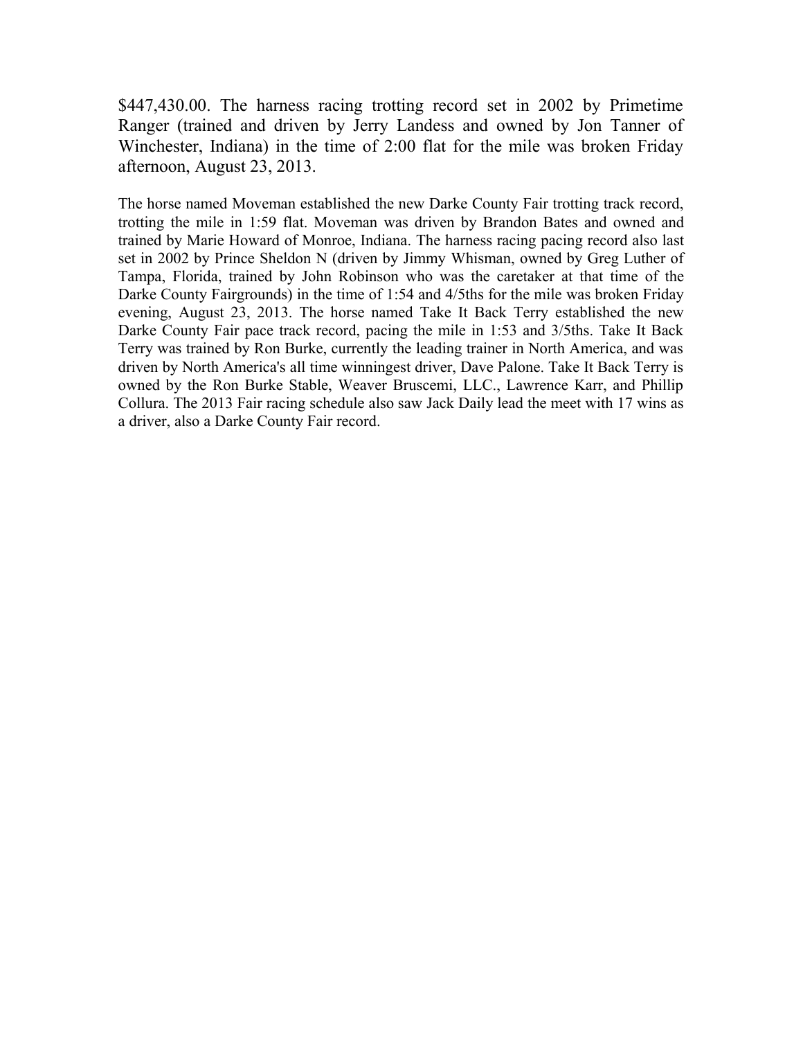$447,430.00. The harness racing trotting record set in 2002 by Primetime Ranger (trained and driven by Jerry Landess and owned by Jon Tanner of Winchester, Indiana) in the time of 2:00 flat for the mile was broken Friday afternoon, August 23, 2013.

The horse named Moveman established the new Darke County Fair trotting track record, trotting the mile in 1:59 flat. Moveman was driven by Brandon Bates and owned and trained by Marie Howard of Monroe, Indiana. The harness racing pacing record also last set in 2002 by Prince Sheldon N (driven by Jimmy Whisman, owned by Greg Luther of Tampa, Florida, trained by John Robinson who was the caretaker at that time of the Darke County Fairgrounds) in the time of 1:54 and 4/5ths for the mile was broken Friday evening, August 23, 2013. The horse named Take It Back Terry established the new Darke County Fair pace track record, pacing the mile in 1:53 and 3/5ths. Take It Back Terry was trained by Ron Burke, currently the leading trainer in North America, and was driven by North America's all time winningest driver, Dave Palone. Take It Back Terry is owned by the Ron Burke Stable, Weaver Bruscemi, LLC., Lawrence Karr, and Phillip Collura. The 2013 Fair racing schedule also saw Jack Daily lead the meet with 17 wins as a driver, also a Darke County Fair record.